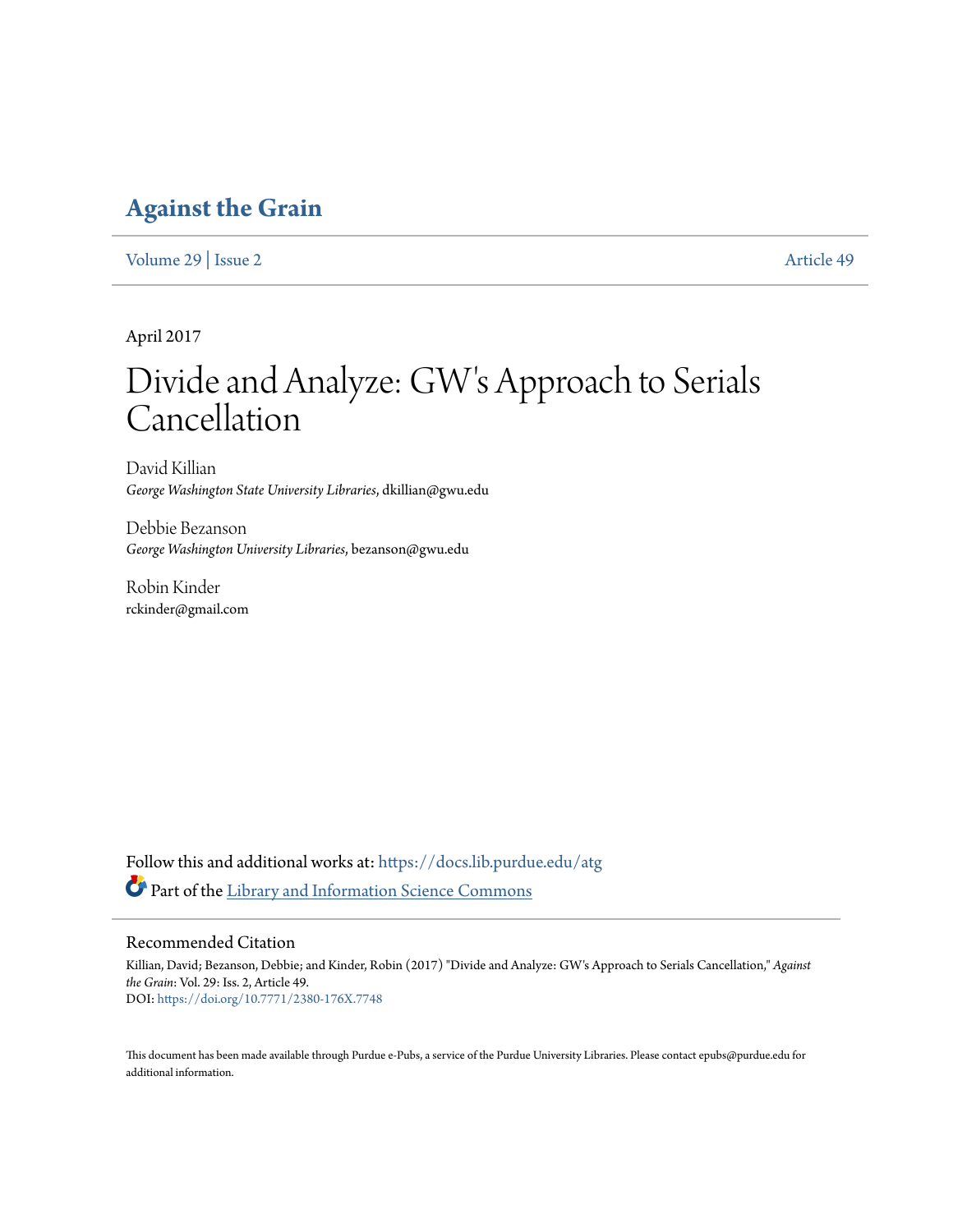# Against the Grain

Volume 29 | Issue 2 Article 49

April 2017

# Divide and Analyze: GW's Approach to Serials Cancellation

David Killian
*George Washington State University Libraries*, dkillian@gwu.edu

Debbie Bezanson
*George Washington University Libraries*, bezanson@gwu.edu

Robin Kinder
rckinder@gmail.com

Follow this and additional works at: https://docs.lib.purdue.edu/atg

Part of the Library and Information Science Commons

## Recommended Citation

Killian, David; Bezanson, Debbie; and Kinder, Robin (2017) "Divide and Analyze: GW's Approach to Serials Cancellation," *Against the Grain*: Vol. 29: Iss. 2, Article 49.
DOI: https://doi.org/10.7771/2380-176X.7748

This document has been made available through Purdue e-Pubs, a service of the Purdue University Libraries. Please contact epubs@purdue.edu for additional information.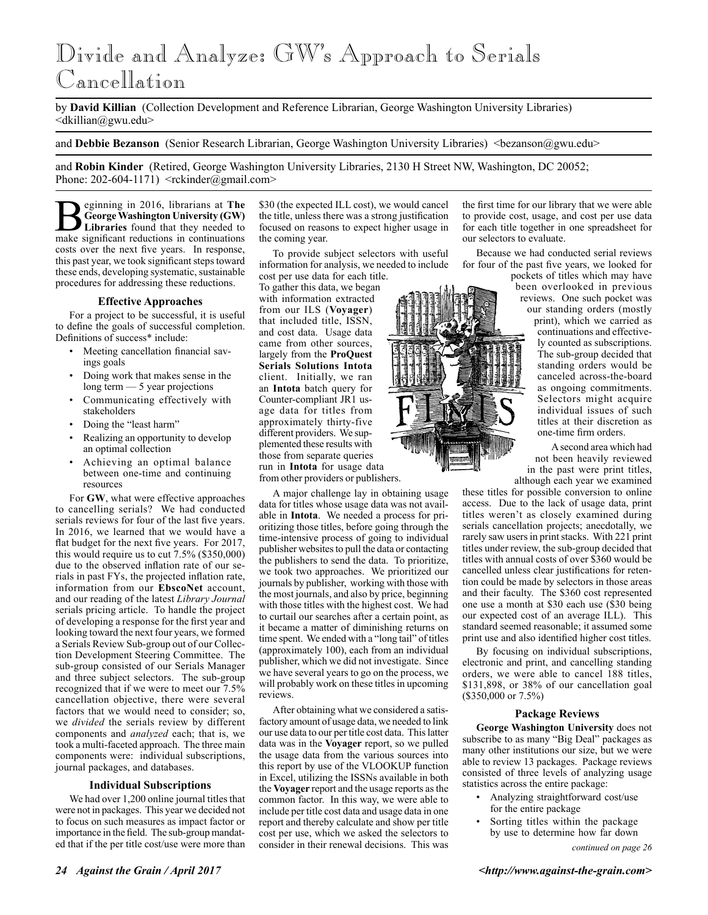# Divide and Analyze: GW's Approach to Serials Cancellation

by **David Killian** (Collection Development and Reference Librarian, George Washington University Libraries) <dkillian@gwu.edu>

and **Debbie Bezanson** (Senior Research Librarian, George Washington University Libraries) <bezanson@gwu.edu>

and **Robin Kinder** (Retired, George Washington University Libraries, 2130 H Street NW, Washington, DC 20052; Phone: 202-604-1171) <rckinder@gmail.com>

Beginning in 2016, librarians at **The George Washington University (GW) Libraries** found that they needed to make significant reductions in continuations costs over the next five years. In response, this past year, we took significant steps toward these ends, developing systematic, sustainable procedures for addressing these reductions.

### Effective Approaches

For a project to be successful, it is useful to define the goals of successful completion. Definitions of success* include:

- Meeting cancellation financial savings goals
- Doing work that makes sense in the long term — 5 year projections
- Communicating effectively with stakeholders
- Doing the "least harm"
- Realizing an opportunity to develop an optimal collection
- Achieving an optimal balance between one-time and continuing resources

For **GW**, what were effective approaches to cancelling serials? We had conducted serials reviews for four of the last five years. In 2016, we learned that we would have a flat budget for the next five years. For 2017, this would require us to cut 7.5% ($350,000) due to the observed inflation rate of our serials in past FYs, the projected inflation rate, information from our **EbscoNet** account, and our reading of the latest *Library Journal* serials pricing article. To handle the project of developing a response for the first year and looking toward the next four years, we formed a Serials Review Sub-group out of our Collection Development Steering Committee. The sub-group consisted of our Serials Manager and three subject selectors. The sub-group recognized that if we were to meet our 7.5% cancellation objective, there were several factors that we would need to consider; so, we *divided* the serials review by different components and *analyzed* each; that is, we took a multi-faceted approach. The three main components were: individual subscriptions, journal packages, and databases.

### Individual Subscriptions

We had over 1,200 online journal titles that were not in packages. This year we decided not to focus on such measures as impact factor or importance in the field. The sub-group mandated that if the per title cost/use were more than $30 (the expected ILL cost), we would cancel the title, unless there was a strong justification focused on reasons to expect higher usage in the coming year.

To provide subject selectors with useful information for analysis, we needed to include cost per use data for each title. To gather this data, we began with information extracted from our ILS (**Voyager**) that included title, ISSN, and cost data. Usage data came from other sources, largely from the **ProQuest Serials Solutions Intota** client. Initially, we ran an **Intota** batch query for Counter-compliant JR1 usage data for titles from approximately thirty-five different providers. We supplemented these results with those from separate queries run in **Intota** for usage data from other providers or publishers.

A major challenge lay in obtaining usage data for titles whose usage data was not available in **Intota**. We needed a process for prioritizing those titles, before going through the time-intensive process of going to individual publisher websites to pull the data or contacting the publishers to send the data. To prioritize, we took two approaches. We prioritized our journals by publisher, working with those with the most journals, and also by price, beginning with those titles with the highest cost. We had to curtail our searches after a certain point, as it became a matter of diminishing returns on time spent. We ended with a "long tail" of titles (approximately 100), each from an individual publisher, which we did not investigate. Since we have several years to go on the process, we will probably work on these titles in upcoming reviews.

After obtaining what we considered a satisfactory amount of usage data, we needed to link our use data to our per title cost data. This latter data was in the **Voyager** report, so we pulled the usage data from the various sources into this report by use of the VLOOKUP function in Excel, utilizing the ISSNs available in both the **Voyager** report and the usage reports as the common factor. In this way, we were able to include per title cost data and usage data in one report and thereby calculate and show per title cost per use, which we asked the selectors to consider in their renewal decisions. This was the first time for our library that we were able to provide cost, usage, and cost per use data for each title together in one spreadsheet for our selectors to evaluate.

Because we had conducted serial reviews for four of the past five years, we looked for pockets of titles which may have been overlooked in previous reviews. One such pocket was our standing orders (mostly print), which we carried as continuations and effectively counted as subscriptions. The sub-group decided that standing orders would be canceled across-the-board as ongoing commitments. Selectors might acquire individual issues of such titles at their discretion as one-time firm orders.

A second area which had not been heavily reviewed in the past were print titles, although each year we examined these titles for possible conversion to online access. Due to the lack of usage data, print titles weren't as closely examined during serials cancellation projects; anecdotally, we rarely saw users in print stacks. With 221 print titles under review, the sub-group decided that titles with annual costs of over $360 would be cancelled unless clear justifications for retention could be made by selectors in those areas and their faculty. The $360 cost represented one use a month at $30 each use ($30 being our expected cost of an average ILL). This standard seemed reasonable; it assumed some print use and also identified higher cost titles.

By focusing on individual subscriptions, electronic and print, and cancelling standing orders, we were able to cancel 188 titles, $131,898, or 38% of our cancellation goal ($350,000 or 7.5%)

### Package Reviews

**George Washington University** does not subscribe to as many "Big Deal" packages as many other institutions our size, but we were able to review 13 packages. Package reviews consisted of three levels of analyzing usage statistics across the entire package:

- Analyzing straightforward cost/use for the entire package
- Sorting titles within the package by use to determine how far down

*continued on page 26*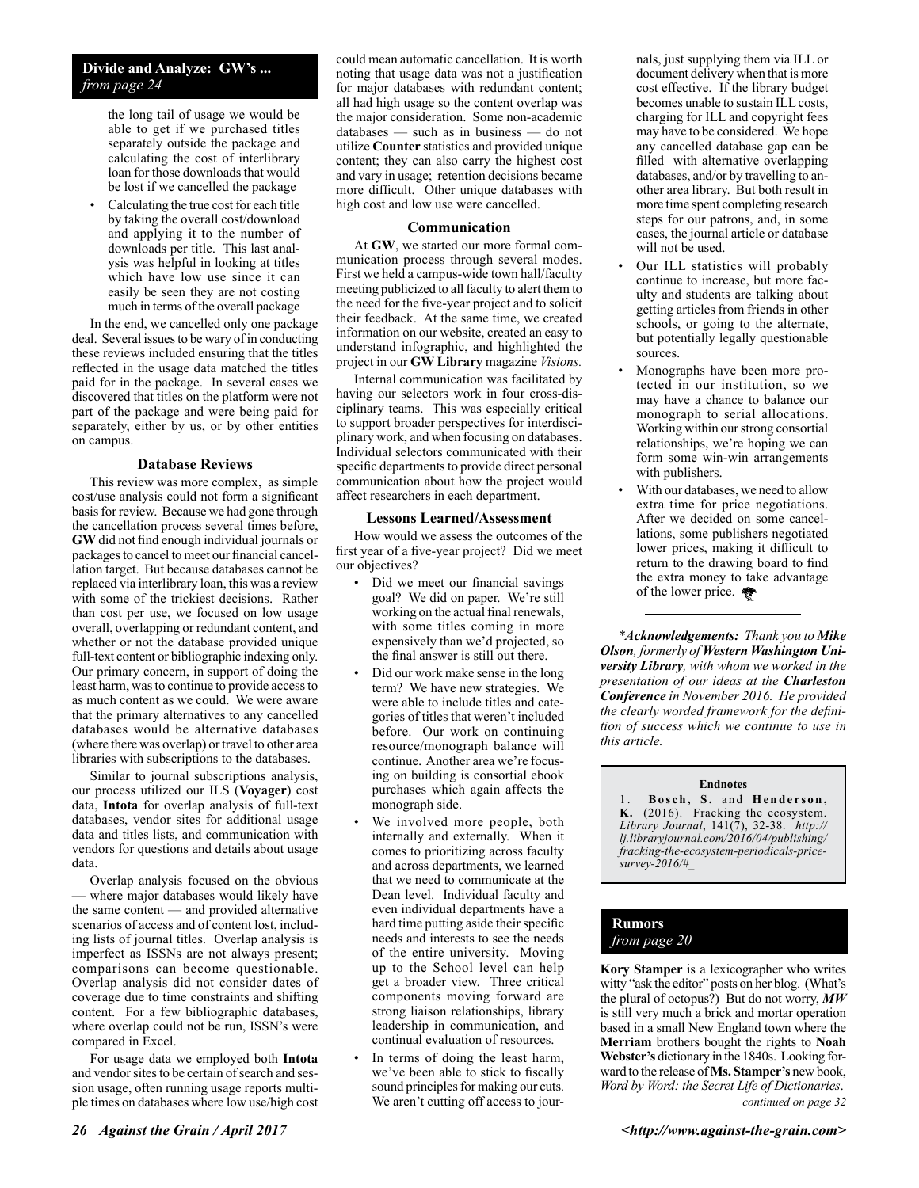## Divide and Analyze: GW's ...
*from page 24*

the long tail of usage we would be able to get if we purchased titles separately outside the package and calculating the cost of interlibrary loan for those downloads that would be lost if we cancelled the package

- Calculating the true cost for each title by taking the overall cost/download and applying it to the number of downloads per title. This last analysis was helpful in looking at titles which have low use since it can easily be seen they are not costing much in terms of the overall package

In the end, we cancelled only one package deal. Several issues to be wary of in conducting these reviews included ensuring that the titles reflected in the usage data matched the titles paid for in the package. In several cases we discovered that titles on the platform were not part of the package and were being paid for separately, either by us, or by other entities on campus.

### Database Reviews

This review was more complex, as simple cost/use analysis could not form a significant basis for review. Because we had gone through the cancellation process several times before, **GW** did not find enough individual journals or packages to cancel to meet our financial cancellation target. But because databases cannot be replaced via interlibrary loan, this was a review with some of the trickiest decisions. Rather than cost per use, we focused on low usage overall, overlapping or redundant content, and whether or not the database provided unique full-text content or bibliographic indexing only. Our primary concern, in support of doing the least harm, was to continue to provide access to as much content as we could. We were aware that the primary alternatives to any cancelled databases would be alternative databases (where there was overlap) or travel to other area libraries with subscriptions to the databases.

Similar to journal subscriptions analysis, our process utilized our ILS (**Voyager**) cost data, **Intota** for overlap analysis of full-text databases, vendor sites for additional usage data and titles lists, and communication with vendors for questions and details about usage data.

Overlap analysis focused on the obvious — where major databases would likely have the same content — and provided alternative scenarios of access and of content lost, including lists of journal titles. Overlap analysis is imperfect as ISSNs are not always present; comparisons can become questionable. Overlap analysis did not consider dates of coverage due to time constraints and shifting content. For a few bibliographic databases, where overlap could not be run, ISSN's were compared in Excel.

For usage data we employed both **Intota** and vendor sites to be certain of search and session usage, often running usage reports multiple times on databases where low use/high cost could mean automatic cancellation. It is worth noting that usage data was not a justification for major databases with redundant content; all had high usage so the content overlap was the major consideration. Some non-academic databases — such as in business — do not utilize **Counter** statistics and provided unique content; they can also carry the highest cost and vary in usage; retention decisions became more difficult. Other unique databases with high cost and low use were cancelled.

### Communication

At **GW**, we started our more formal communication process through several modes. First we held a campus-wide town hall/faculty meeting publicized to all faculty to alert them to the need for the five-year project and to solicit their feedback. At the same time, we created information on our website, created an easy to understand infographic, and highlighted the project in our **GW Library** magazine *Visions.*

Internal communication was facilitated by having our selectors work in four cross-disciplinary teams. This was especially critical to support broader perspectives for interdisciplinary work, and when focusing on databases. Individual selectors communicated with their specific departments to provide direct personal communication about how the project would affect researchers in each department.

### Lessons Learned/Assessment

How would we assess the outcomes of the first year of a five-year project? Did we meet our objectives?

- Did we meet our financial savings goal? We did on paper. We're still working on the actual final renewals, with some titles coming in more expensively than we'd projected, so the final answer is still out there.
- Did our work make sense in the long term? We have new strategies. We were able to include titles and categories of titles that weren't included before. Our work on continuing resource/monograph balance will continue. Another area we're focusing on building is consortial ebook purchases which again affects the monograph side.
- We involved more people, both internally and externally. When it comes to prioritizing across faculty and across departments, we learned that we need to communicate at the Dean level. Individual faculty and even individual departments have a hard time putting aside their specific needs and interests to see the needs of the entire university. Moving up to the School level can help get a broader view. Three critical components moving forward are strong liaison relationships, library leadership in communication, and continual evaluation of resources.
- In terms of doing the least harm, we've been able to stick to fiscally sound principles for making our cuts. We aren't cutting off access to journals, just supplying them via ILL or document delivery when that is more cost effective. If the library budget becomes unable to sustain ILL costs, charging for ILL and copyright fees may have to be considered. We hope any cancelled database gap can be filled with alternative overlapping databases, and/or by travelling to another area library. But both result in more time spent completing research steps for our patrons, and, in some cases, the journal article or database will not be used.
- Our ILL statistics will probably continue to increase, but more faculty and students are talking about getting articles from friends in other schools, or going to the alternate, but potentially legally questionable sources.
- Monographs have been more protected in our institution, so we may have a chance to balance our monograph to serial allocations. Working within our strong consortial relationships, we're hoping we can form some win-win arrangements with publishers.
- With our databases, we need to allow extra time for price negotiations. After we decided on some cancellations, some publishers negotiated lower prices, making it difficult to return to the drawing board to find the extra money to take advantage of the lower price.

---

*\*Acknowledgements: Thank you to **Mike Olson**, formerly of **Western Washington University Library**, with whom we worked in the presentation of our ideas at the **Charleston Conference** in November 2016. He provided the clearly worded framework for the definition of success which we continue to use in this article.*

#### Endnotes

1. **Bosch, S.** and **Henderson, K.** (2016). Fracking the ecosystem. *Library Journal*, 141(7), 32-38. *http://lj.libraryjournal.com/2016/04/publishing/fracking-the-ecosystem-periodicals-price-survey-2016/#_*

## Rumors
*from page 20*

**Kory Stamper** is a lexicographer who writes witty "ask the editor" posts on her blog. (What's the plural of octopus?) But do not worry, ***MW*** is still very much a brick and mortar operation based in a small New England town where the **Merriam** brothers bought the rights to **Noah Webster's** dictionary in the 1840s. Looking forward to the release of **Ms. Stamper's** new book, *Word by Word: the Secret Life of Dictionaries*.

*continued on page 32*